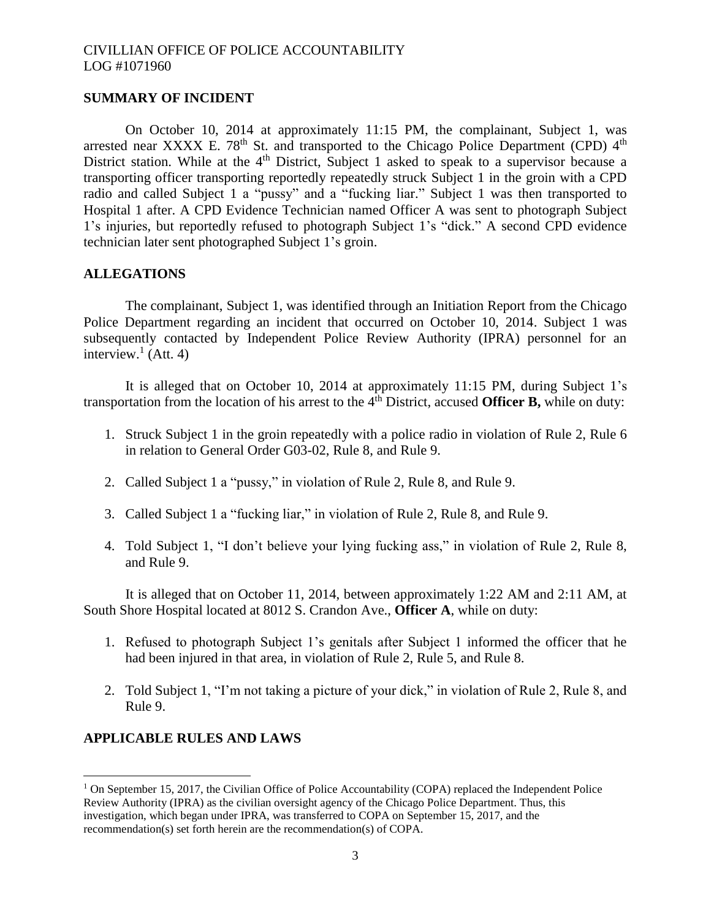CIVILLIAN OFFICE OF POLICE ACCOUNTABILITY
LOG #1071960

## SUMMARY OF INCIDENT

On October 10, 2014 at approximately 11:15 PM, the complainant, Subject 1, was arrested near XXXX E. 78th St. and transported to the Chicago Police Department (CPD) 4th District station. While at the 4th District, Subject 1 asked to speak to a supervisor because a transporting officer transporting reportedly repeatedly struck Subject 1 in the groin with a CPD radio and called Subject 1 a "pussy" and a "fucking liar." Subject 1 was then transported to Hospital 1 after. A CPD Evidence Technician named Officer A was sent to photograph Subject 1's injuries, but reportedly refused to photograph Subject 1's "dick." A second CPD evidence technician later sent photographed Subject 1's groin.

## ALLEGATIONS

The complainant, Subject 1, was identified through an Initiation Report from the Chicago Police Department regarding an incident that occurred on October 10, 2014. Subject 1 was subsequently contacted by Independent Police Review Authority (IPRA) personnel for an interview.[1] (Att. 4)

It is alleged that on October 10, 2014 at approximately 11:15 PM, during Subject 1's transportation from the location of his arrest to the 4th District, accused **Officer B,** while on duty:

1. Struck Subject 1 in the groin repeatedly with a police radio in violation of Rule 2, Rule 6 in relation to General Order G03-02, Rule 8, and Rule 9.
2. Called Subject 1 a "pussy," in violation of Rule 2, Rule 8, and Rule 9.
3. Called Subject 1 a "fucking liar," in violation of Rule 2, Rule 8, and Rule 9.
4. Told Subject 1, "I don't believe your lying fucking ass," in violation of Rule 2, Rule 8, and Rule 9.

It is alleged that on October 11, 2014, between approximately 1:22 AM and 2:11 AM, at South Shore Hospital located at 8012 S. Crandon Ave., **Officer A**, while on duty:

1. Refused to photograph Subject 1's genitals after Subject 1 informed the officer that he had been injured in that area, in violation of Rule 2, Rule 5, and Rule 8.
2. Told Subject 1, "I'm not taking a picture of your dick," in violation of Rule 2, Rule 8, and Rule 9.

## APPLICABLE RULES AND LAWS

[1] On September 15, 2017, the Civilian Office of Police Accountability (COPA) replaced the Independent Police Review Authority (IPRA) as the civilian oversight agency of the Chicago Police Department. Thus, this investigation, which began under IPRA, was transferred to COPA on September 15, 2017, and the recommendation(s) set forth herein are the recommendation(s) of COPA.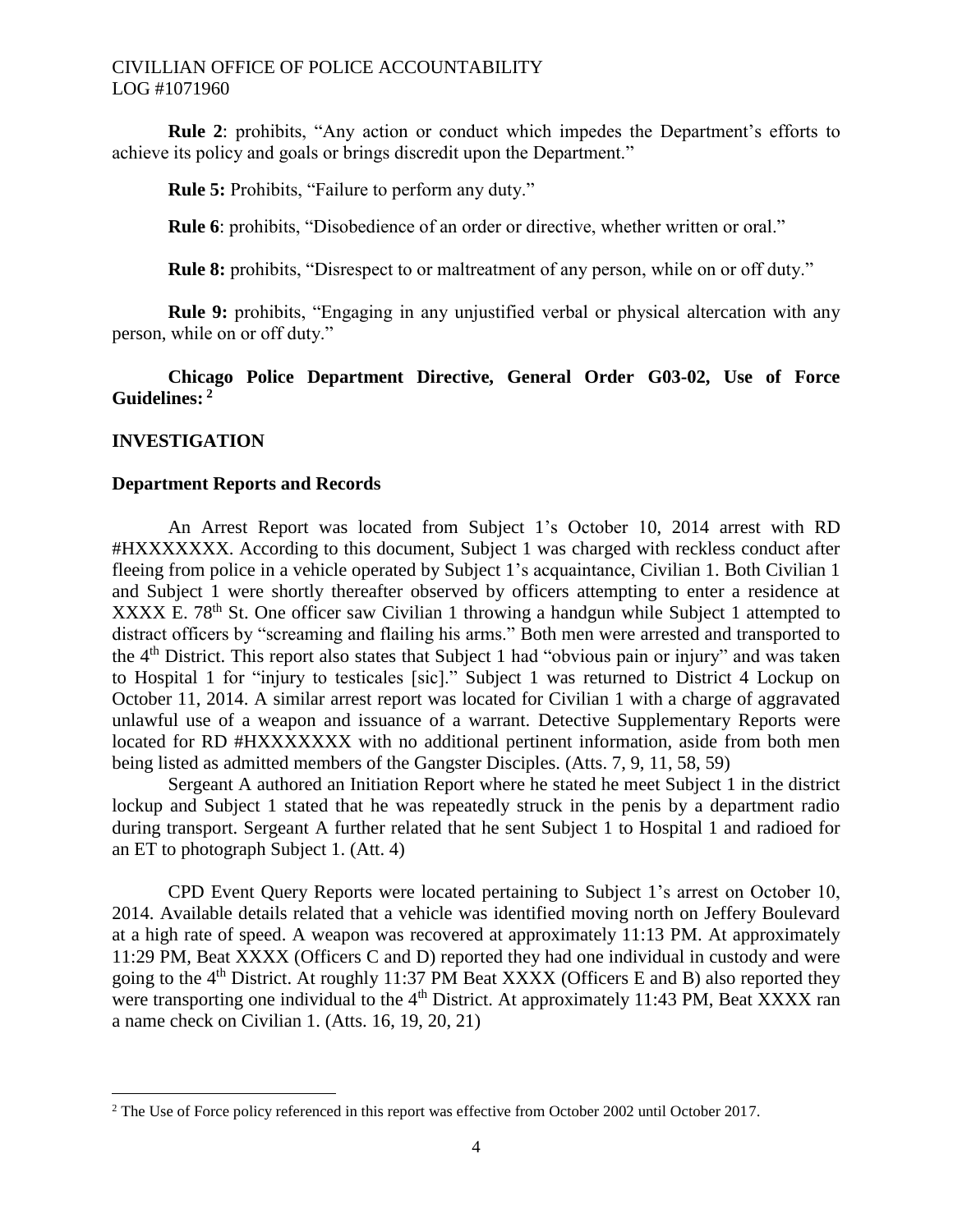**Rule 2**: prohibits, "Any action or conduct which impedes the Department's efforts to achieve its policy and goals or brings discredit upon the Department."

**Rule 5:** Prohibits, "Failure to perform any duty."

**Rule 6**: prohibits, "Disobedience of an order or directive, whether written or oral."

**Rule 8:** prohibits, "Disrespect to or maltreatment of any person, while on or off duty."

**Rule 9:** prohibits, "Engaging in any unjustified verbal or physical altercation with any person, while on or off duty."

**Chicago Police Department Directive, General Order G03-02, Use of Force Guidelines:** [2]

## INVESTIGATION

### Department Reports and Records

An Arrest Report was located from Subject 1's October 10, 2014 arrest with RD #HXXXXXXX. According to this document, Subject 1 was charged with reckless conduct after fleeing from police in a vehicle operated by Subject 1's acquaintance, Civilian 1. Both Civilian 1 and Subject 1 were shortly thereafter observed by officers attempting to enter a residence at XXXX E. 78th St. One officer saw Civilian 1 throwing a handgun while Subject 1 attempted to distract officers by "screaming and flailing his arms." Both men were arrested and transported to the 4th District. This report also states that Subject 1 had "obvious pain or injury" and was taken to Hospital 1 for "injury to testicales [sic]." Subject 1 was returned to District 4 Lockup on October 11, 2014. A similar arrest report was located for Civilian 1 with a charge of aggravated unlawful use of a weapon and issuance of a warrant. Detective Supplementary Reports were located for RD #HXXXXXXX with no additional pertinent information, aside from both men being listed as admitted members of the Gangster Disciples. (Atts. 7, 9, 11, 58, 59)

Sergeant A authored an Initiation Report where he stated he meet Subject 1 in the district lockup and Subject 1 stated that he was repeatedly struck in the penis by a department radio during transport. Sergeant A further related that he sent Subject 1 to Hospital 1 and radioed for an ET to photograph Subject 1. (Att. 4)

CPD Event Query Reports were located pertaining to Subject 1's arrest on October 10, 2014. Available details related that a vehicle was identified moving north on Jeffery Boulevard at a high rate of speed. A weapon was recovered at approximately 11:13 PM. At approximately 11:29 PM, Beat XXXX (Officers C and D) reported they had one individual in custody and were going to the 4th District. At roughly 11:37 PM Beat XXXX (Officers E and B) also reported they were transporting one individual to the 4th District. At approximately 11:43 PM, Beat XXXX ran a name check on Civilian 1. (Atts. 16, 19, 20, 21)

[2] The Use of Force policy referenced in this report was effective from October 2002 until October 2017.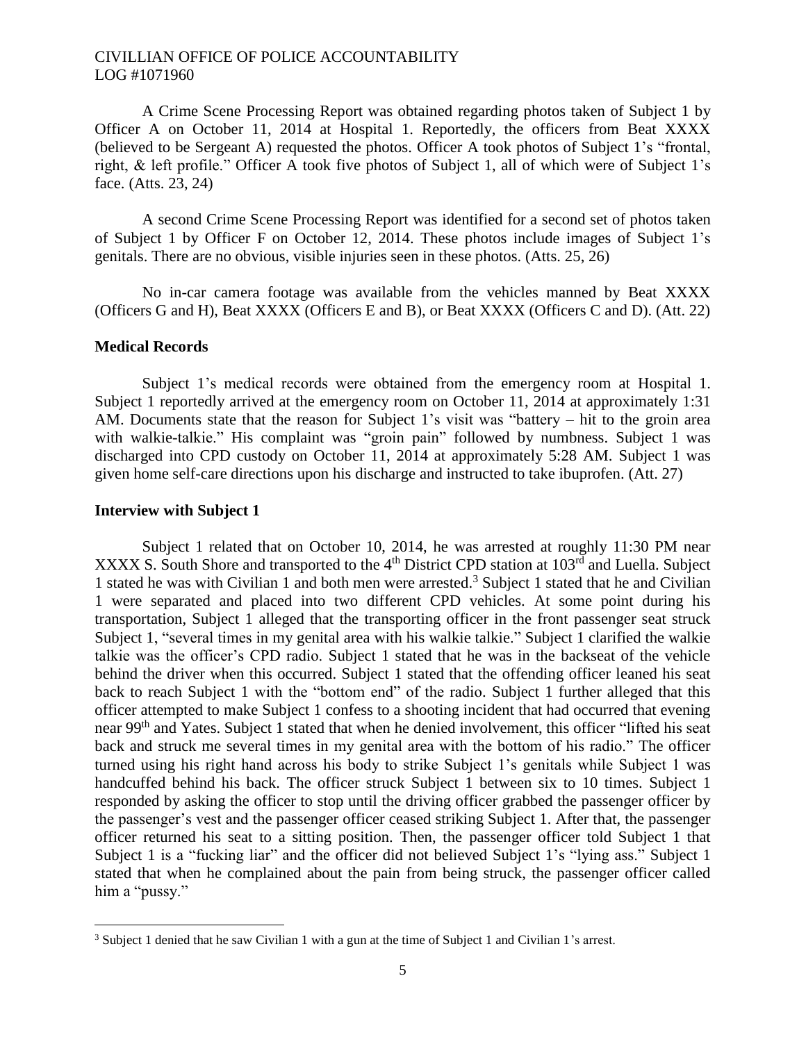A Crime Scene Processing Report was obtained regarding photos taken of Subject 1 by Officer A on October 11, 2014 at Hospital 1. Reportedly, the officers from Beat XXXX (believed to be Sergeant A) requested the photos. Officer A took photos of Subject 1's "frontal, right, & left profile." Officer A took five photos of Subject 1, all of which were of Subject 1's face. (Atts. 23, 24)

A second Crime Scene Processing Report was identified for a second set of photos taken of Subject 1 by Officer F on October 12, 2014. These photos include images of Subject 1's genitals. There are no obvious, visible injuries seen in these photos. (Atts. 25, 26)

No in-car camera footage was available from the vehicles manned by Beat XXXX (Officers G and H), Beat XXXX (Officers E and B), or Beat XXXX (Officers C and D). (Att. 22)

**Medical Records**

Subject 1's medical records were obtained from the emergency room at Hospital 1. Subject 1 reportedly arrived at the emergency room on October 11, 2014 at approximately 1:31 AM. Documents state that the reason for Subject 1's visit was "battery – hit to the groin area with walkie-talkie." His complaint was "groin pain" followed by numbness. Subject 1 was discharged into CPD custody on October 11, 2014 at approximately 5:28 AM. Subject 1 was given home self-care directions upon his discharge and instructed to take ibuprofen. (Att. 27)

**Interview with Subject 1**

Subject 1 related that on October 10, 2014, he was arrested at roughly 11:30 PM near XXXX S. South Shore and transported to the 4th District CPD station at 103rd and Luella. Subject 1 stated he was with Civilian 1 and both men were arrested.[3] Subject 1 stated that he and Civilian 1 were separated and placed into two different CPD vehicles. At some point during his transportation, Subject 1 alleged that the transporting officer in the front passenger seat struck Subject 1, "several times in my genital area with his walkie talkie." Subject 1 clarified the walkie talkie was the officer's CPD radio. Subject 1 stated that he was in the backseat of the vehicle behind the driver when this occurred. Subject 1 stated that the offending officer leaned his seat back to reach Subject 1 with the "bottom end" of the radio. Subject 1 further alleged that this officer attempted to make Subject 1 confess to a shooting incident that had occurred that evening near 99th and Yates. Subject 1 stated that when he denied involvement, this officer "lifted his seat back and struck me several times in my genital area with the bottom of his radio." The officer turned using his right hand across his body to strike Subject 1's genitals while Subject 1 was handcuffed behind his back. The officer struck Subject 1 between six to 10 times. Subject 1 responded by asking the officer to stop until the driving officer grabbed the passenger officer by the passenger's vest and the passenger officer ceased striking Subject 1. After that, the passenger officer returned his seat to a sitting position. Then, the passenger officer told Subject 1 that Subject 1 is a "fucking liar" and the officer did not believed Subject 1's "lying ass." Subject 1 stated that when he complained about the pain from being struck, the passenger officer called him a "pussy."

[3] Subject 1 denied that he saw Civilian 1 with a gun at the time of Subject 1 and Civilian 1's arrest.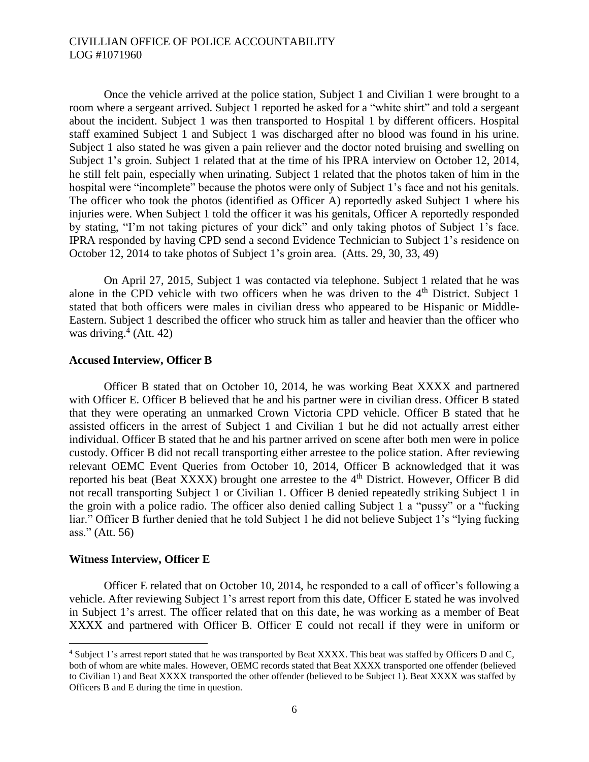Once the vehicle arrived at the police station, Subject 1 and Civilian 1 were brought to a room where a sergeant arrived. Subject 1 reported he asked for a "white shirt" and told a sergeant about the incident. Subject 1 was then transported to Hospital 1 by different officers. Hospital staff examined Subject 1 and Subject 1 was discharged after no blood was found in his urine. Subject 1 also stated he was given a pain reliever and the doctor noted bruising and swelling on Subject 1's groin. Subject 1 related that at the time of his IPRA interview on October 12, 2014, he still felt pain, especially when urinating. Subject 1 related that the photos taken of him in the hospital were "incomplete" because the photos were only of Subject 1's face and not his genitals. The officer who took the photos (identified as Officer A) reportedly asked Subject 1 where his injuries were. When Subject 1 told the officer it was his genitals, Officer A reportedly responded by stating, "I'm not taking pictures of your dick" and only taking photos of Subject 1's face. IPRA responded by having CPD send a second Evidence Technician to Subject 1's residence on October 12, 2014 to take photos of Subject 1's groin area. (Atts. 29, 30, 33, 49)

On April 27, 2015, Subject 1 was contacted via telephone. Subject 1 related that he was alone in the CPD vehicle with two officers when he was driven to the 4th District. Subject 1 stated that both officers were males in civilian dress who appeared to be Hispanic or Middle-Eastern. Subject 1 described the officer who struck him as taller and heavier than the officer who was driving.[4] (Att. 42)

**Accused Interview, Officer B**

Officer B stated that on October 10, 2014, he was working Beat XXXX and partnered with Officer E. Officer B believed that he and his partner were in civilian dress. Officer B stated that they were operating an unmarked Crown Victoria CPD vehicle. Officer B stated that he assisted officers in the arrest of Subject 1 and Civilian 1 but he did not actually arrest either individual. Officer B stated that he and his partner arrived on scene after both men were in police custody. Officer B did not recall transporting either arrestee to the police station. After reviewing relevant OEMC Event Queries from October 10, 2014, Officer B acknowledged that it was reported his beat (Beat XXXX) brought one arrestee to the 4th District. However, Officer B did not recall transporting Subject 1 or Civilian 1. Officer B denied repeatedly striking Subject 1 in the groin with a police radio. The officer also denied calling Subject 1 a "pussy" or a "fucking liar." Officer B further denied that he told Subject 1 he did not believe Subject 1's "lying fucking ass." (Att. 56)

**Witness Interview, Officer E**

Officer E related that on October 10, 2014, he responded to a call of officer's following a vehicle. After reviewing Subject 1's arrest report from this date, Officer E stated he was involved in Subject 1's arrest. The officer related that on this date, he was working as a member of Beat XXXX and partnered with Officer B. Officer E could not recall if they were in uniform or

---

[4] Subject 1's arrest report stated that he was transported by Beat XXXX. This beat was staffed by Officers D and C, both of whom are white males. However, OEMC records stated that Beat XXXX transported one offender (believed to Civilian 1) and Beat XXXX transported the other offender (believed to be Subject 1). Beat XXXX was staffed by Officers B and E during the time in question.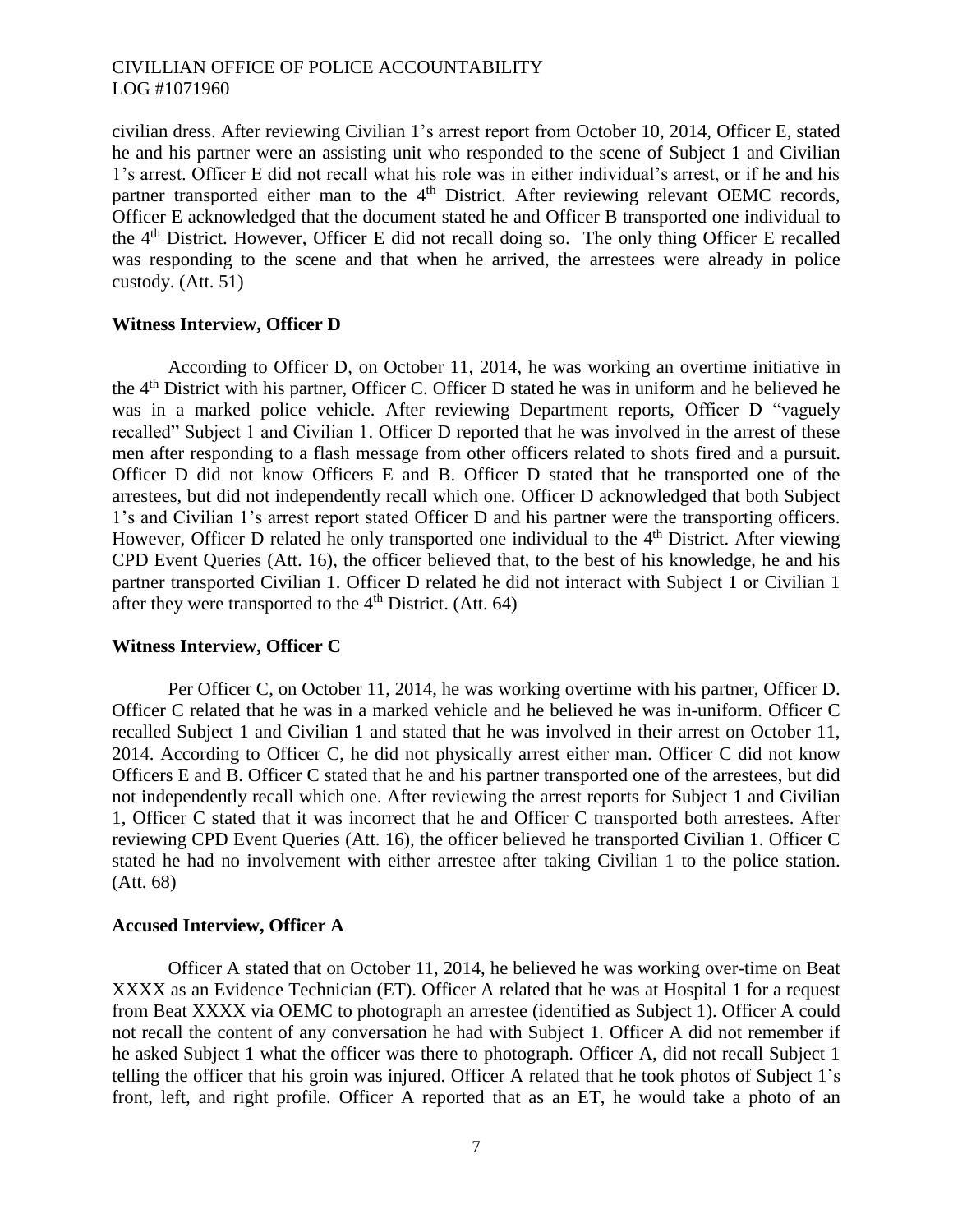civilian dress. After reviewing Civilian 1's arrest report from October 10, 2014, Officer E, stated he and his partner were an assisting unit who responded to the scene of Subject 1 and Civilian 1's arrest. Officer E did not recall what his role was in either individual's arrest, or if he and his partner transported either man to the 4th District. After reviewing relevant OEMC records, Officer E acknowledged that the document stated he and Officer B transported one individual to the 4th District. However, Officer E did not recall doing so. The only thing Officer E recalled was responding to the scene and that when he arrived, the arrestees were already in police custody. (Att. 51)

### Witness Interview, Officer D

According to Officer D, on October 11, 2014, he was working an overtime initiative in the 4th District with his partner, Officer C. Officer D stated he was in uniform and he believed he was in a marked police vehicle. After reviewing Department reports, Officer D "vaguely recalled" Subject 1 and Civilian 1. Officer D reported that he was involved in the arrest of these men after responding to a flash message from other officers related to shots fired and a pursuit. Officer D did not know Officers E and B. Officer D stated that he transported one of the arrestees, but did not independently recall which one. Officer D acknowledged that both Subject 1's and Civilian 1's arrest report stated Officer D and his partner were the transporting officers. However, Officer D related he only transported one individual to the 4th District. After viewing CPD Event Queries (Att. 16), the officer believed that, to the best of his knowledge, he and his partner transported Civilian 1. Officer D related he did not interact with Subject 1 or Civilian 1 after they were transported to the 4th District. (Att. 64)

### Witness Interview, Officer C

Per Officer C, on October 11, 2014, he was working overtime with his partner, Officer D. Officer C related that he was in a marked vehicle and he believed he was in-uniform. Officer C recalled Subject 1 and Civilian 1 and stated that he was involved in their arrest on October 11, 2014. According to Officer C, he did not physically arrest either man. Officer C did not know Officers E and B. Officer C stated that he and his partner transported one of the arrestees, but did not independently recall which one. After reviewing the arrest reports for Subject 1 and Civilian 1, Officer C stated that it was incorrect that he and Officer C transported both arrestees. After reviewing CPD Event Queries (Att. 16), the officer believed he transported Civilian 1. Officer C stated he had no involvement with either arrestee after taking Civilian 1 to the police station. (Att. 68)

### Accused Interview, Officer A

Officer A stated that on October 11, 2014, he believed he was working over-time on Beat XXXX as an Evidence Technician (ET). Officer A related that he was at Hospital 1 for a request from Beat XXXX via OEMC to photograph an arrestee (identified as Subject 1). Officer A could not recall the content of any conversation he had with Subject 1. Officer A did not remember if he asked Subject 1 what the officer was there to photograph. Officer A, did not recall Subject 1 telling the officer that his groin was injured. Officer A related that he took photos of Subject 1's front, left, and right profile. Officer A reported that as an ET, he would take a photo of an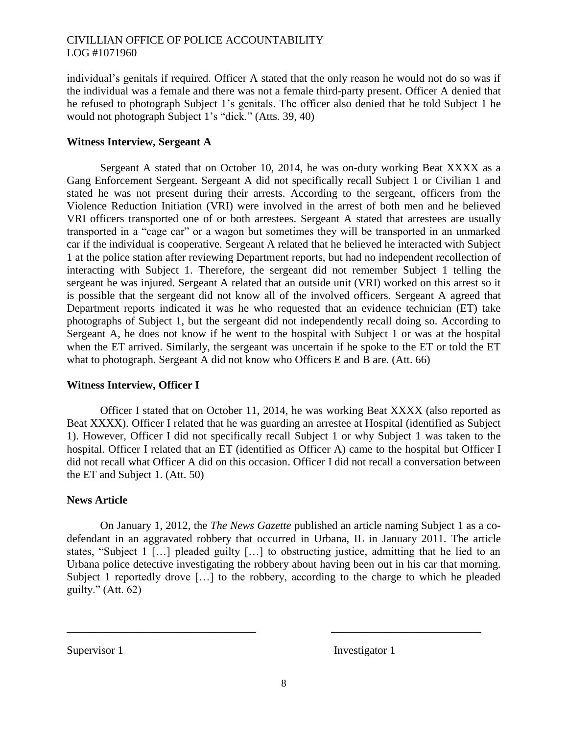individual's genitals if required. Officer A stated that the only reason he would not do so was if the individual was a female and there was not a female third-party present. Officer A denied that he refused to photograph Subject 1's genitals. The officer also denied that he told Subject 1 he would not photograph Subject 1's "dick." (Atts. 39, 40)

**Witness Interview, Sergeant A**

Sergeant A stated that on October 10, 2014, he was on-duty working Beat XXXX as a Gang Enforcement Sergeant. Sergeant A did not specifically recall Subject 1 or Civilian 1 and stated he was not present during their arrests. According to the sergeant, officers from the Violence Reduction Initiation (VRI) were involved in the arrest of both men and he believed VRI officers transported one of or both arrestees. Sergeant A stated that arrestees are usually transported in a "cage car" or a wagon but sometimes they will be transported in an unmarked car if the individual is cooperative. Sergeant A related that he believed he interacted with Subject 1 at the police station after reviewing Department reports, but had no independent recollection of interacting with Subject 1. Therefore, the sergeant did not remember Subject 1 telling the sergeant he was injured. Sergeant A related that an outside unit (VRI) worked on this arrest so it is possible that the sergeant did not know all of the involved officers. Sergeant A agreed that Department reports indicated it was he who requested that an evidence technician (ET) take photographs of Subject 1, but the sergeant did not independently recall doing so. According to Sergeant A, he does not know if he went to the hospital with Subject 1 or was at the hospital when the ET arrived. Similarly, the sergeant was uncertain if he spoke to the ET or told the ET what to photograph. Sergeant A did not know who Officers E and B are. (Att. 66)

**Witness Interview, Officer I**

Officer I stated that on October 11, 2014, he was working Beat XXXX (also reported as Beat XXXX). Officer I related that he was guarding an arrestee at Hospital (identified as Subject 1). However, Officer I did not specifically recall Subject 1 or why Subject 1 was taken to the hospital. Officer I related that an ET (identified as Officer A) came to the hospital but Officer I did not recall what Officer A did on this occasion. Officer I did not recall a conversation between the ET and Subject 1. (Att. 50)

**News Article**

On January 1, 2012, the *The News Gazette* published an article naming Subject 1 as a co-defendant in an aggravated robbery that occurred in Urbana, IL in January 2011. The article states, "Subject 1 […] pleaded guilty […] to obstructing justice, admitting that he lied to an Urbana police detective investigating the robbery about having been out in his car that morning. Subject 1 reportedly drove […] to the robbery, according to the charge to which he pleaded guilty." (Att. 62)

Supervisor 1 Investigator 1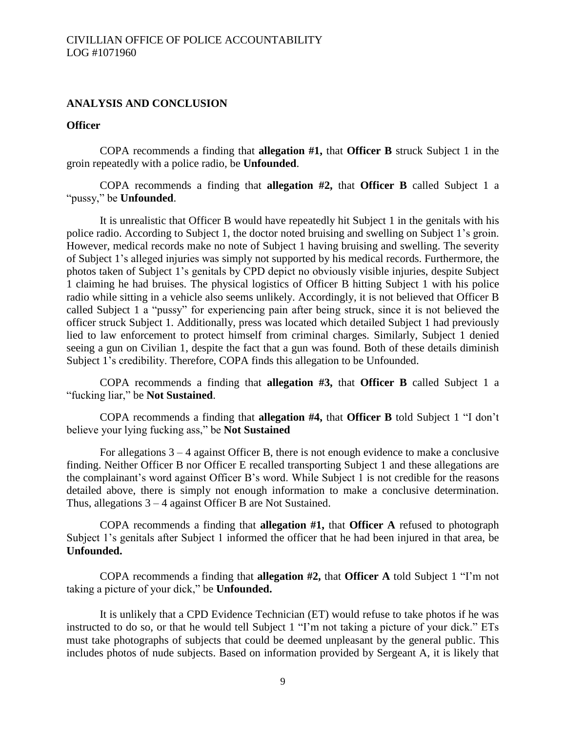## ANALYSIS AND CONCLUSION

### Officer

COPA recommends a finding that **allegation #1,** that **Officer B** struck Subject 1 in the groin repeatedly with a police radio, be **Unfounded**.

COPA recommends a finding that **allegation #2,** that **Officer B** called Subject 1 a "pussy," be **Unfounded**.

It is unrealistic that Officer B would have repeatedly hit Subject 1 in the genitals with his police radio. According to Subject 1, the doctor noted bruising and swelling on Subject 1's groin. However, medical records make no note of Subject 1 having bruising and swelling. The severity of Subject 1's alleged injuries was simply not supported by his medical records. Furthermore, the photos taken of Subject 1's genitals by CPD depict no obviously visible injuries, despite Subject 1 claiming he had bruises. The physical logistics of Officer B hitting Subject 1 with his police radio while sitting in a vehicle also seems unlikely. Accordingly, it is not believed that Officer B called Subject 1 a "pussy" for experiencing pain after being struck, since it is not believed the officer struck Subject 1. Additionally, press was located which detailed Subject 1 had previously lied to law enforcement to protect himself from criminal charges. Similarly, Subject 1 denied seeing a gun on Civilian 1, despite the fact that a gun was found. Both of these details diminish Subject 1's credibility. Therefore, COPA finds this allegation to be Unfounded.

COPA recommends a finding that **allegation #3,** that **Officer B** called Subject 1 a "fucking liar," be **Not Sustained**.

COPA recommends a finding that **allegation #4,** that **Officer B** told Subject 1 "I don't believe your lying fucking ass," be **Not Sustained**

For allegations 3 – 4 against Officer B, there is not enough evidence to make a conclusive finding. Neither Officer B nor Officer E recalled transporting Subject 1 and these allegations are the complainant's word against Officer B's word. While Subject 1 is not credible for the reasons detailed above, there is simply not enough information to make a conclusive determination. Thus, allegations 3 – 4 against Officer B are Not Sustained.

COPA recommends a finding that **allegation #1,** that **Officer A** refused to photograph Subject 1's genitals after Subject 1 informed the officer that he had been injured in that area, be **Unfounded.**

COPA recommends a finding that **allegation #2,** that **Officer A** told Subject 1 "I'm not taking a picture of your dick," be **Unfounded.**

It is unlikely that a CPD Evidence Technician (ET) would refuse to take photos if he was instructed to do so, or that he would tell Subject 1 "I'm not taking a picture of your dick." ETs must take photographs of subjects that could be deemed unpleasant by the general public. This includes photos of nude subjects. Based on information provided by Sergeant A, it is likely that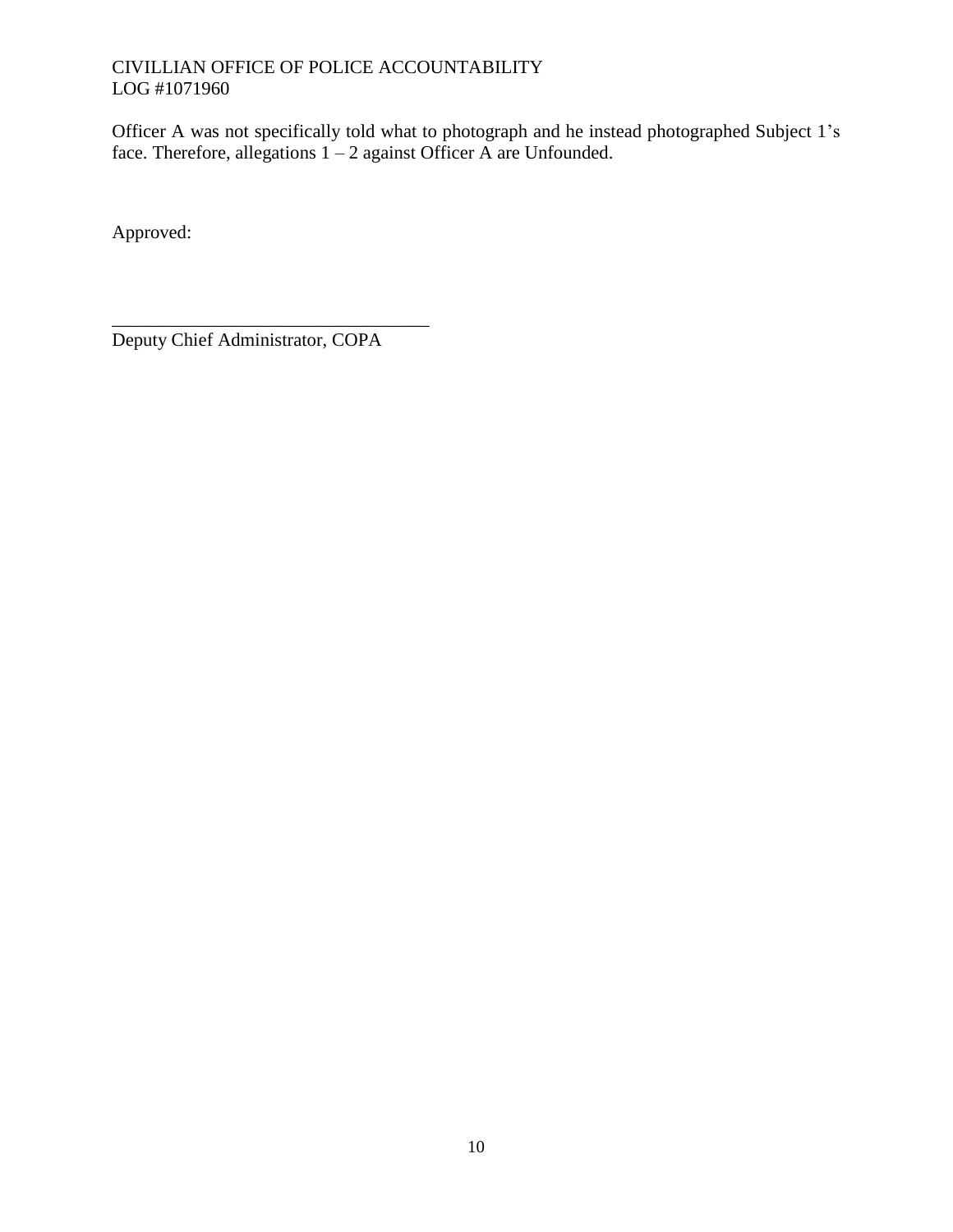Officer A was not specifically told what to photograph and he instead photographed Subject 1's face. Therefore, allegations 1 – 2 against Officer A are Unfounded.

Approved:

\_\_\_\_\_\_\_\_\_\_\_\_\_\_\_\_\_\_\_\_\_\_\_\_\_\_\_\_\_\_\_\_\_\_\_

Deputy Chief Administrator, COPA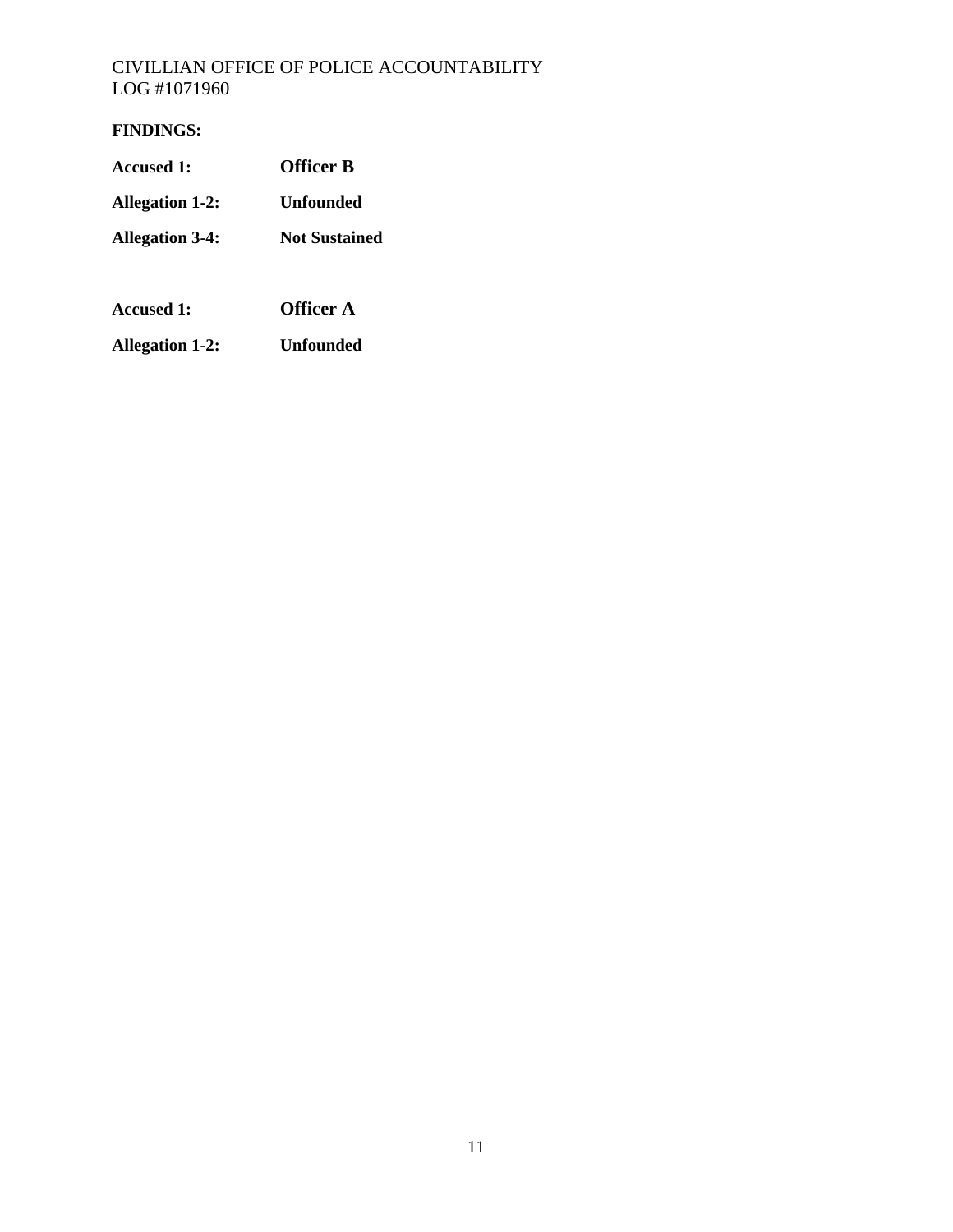CIVILLIAN OFFICE OF POLICE ACCOUNTABILITY
LOG #1071960

**FINDINGS:**

| | |
|---|---|
| **Accused 1:** | **Officer B** |
| **Allegation 1-2:** | **Unfounded** |
| **Allegation 3-4:** | **Not Sustained** |

| | |
|---|---|
| **Accused 1:** | **Officer A** |
| **Allegation 1-2:** | **Unfounded** |